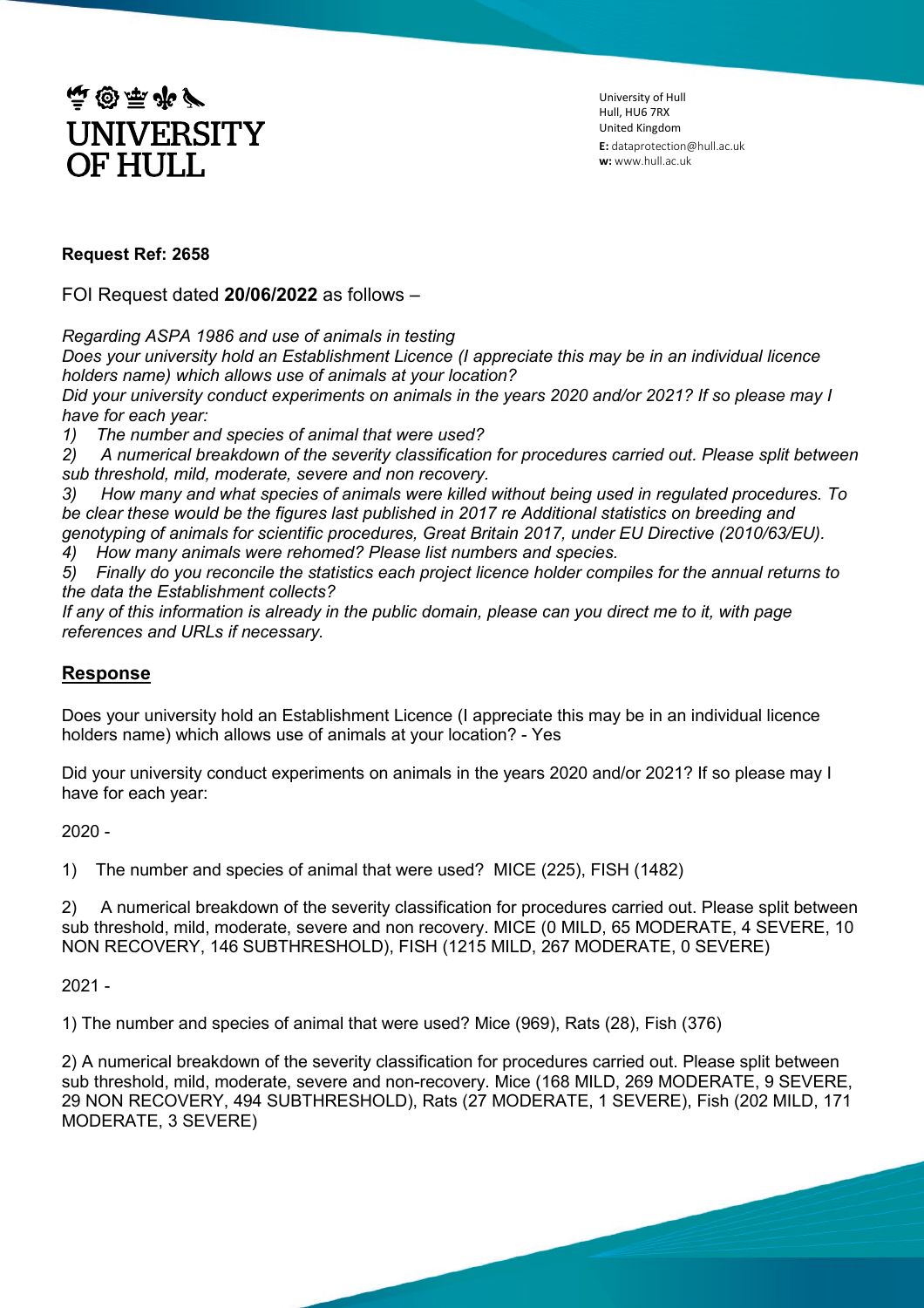UNIVERSITY OF HULL

University of Hull
Hull, HU6 7RX
United Kingdom
**E:** dataprotection@hull.ac.uk
**w:** www.hull.ac.uk

**Request Ref: 2658**

FOI Request dated **20/06/2022** as follows –

*Regarding ASPA 1986 and use of animals in testing*
*Does your university hold an Establishment Licence (I appreciate this may be in an individual licence holders name) which allows use of animals at your location?*
*Did your university conduct experiments on animals in the years 2020 and/or 2021? If so please may I have for each year:*
*1) The number and species of animal that were used?*
*2) A numerical breakdown of the severity classification for procedures carried out. Please split between sub threshold, mild, moderate, severe and non recovery.*
*3) How many and what species of animals were killed without being used in regulated procedures. To be clear these would be the figures last published in 2017 re Additional statistics on breeding and genotyping of animals for scientific procedures, Great Britain 2017, under EU Directive (2010/63/EU).*
*4) How many animals were rehomed? Please list numbers and species.*
*5) Finally do you reconcile the statistics each project licence holder compiles for the annual returns to the data the Establishment collects?*
*If any of this information is already in the public domain, please can you direct me to it, with page references and URLs if necessary.*

## Response

Does your university hold an Establishment Licence (I appreciate this may be in an individual licence holders name) which allows use of animals at your location? - Yes

Did your university conduct experiments on animals in the years 2020 and/or 2021? If so please may I have for each year:

2020 -

1) The number and species of animal that were used? MICE (225), FISH (1482)

2) A numerical breakdown of the severity classification for procedures carried out. Please split between sub threshold, mild, moderate, severe and non recovery. MICE (0 MILD, 65 MODERATE, 4 SEVERE, 10 NON RECOVERY, 146 SUBTHRESHOLD), FISH (1215 MILD, 267 MODERATE, 0 SEVERE)

2021 -

1) The number and species of animal that were used? Mice (969), Rats (28), Fish (376)

2) A numerical breakdown of the severity classification for procedures carried out. Please split between sub threshold, mild, moderate, severe and non-recovery. Mice (168 MILD, 269 MODERATE, 9 SEVERE, 29 NON RECOVERY, 494 SUBTHRESHOLD), Rats (27 MODERATE, 1 SEVERE), Fish (202 MILD, 171 MODERATE, 3 SEVERE)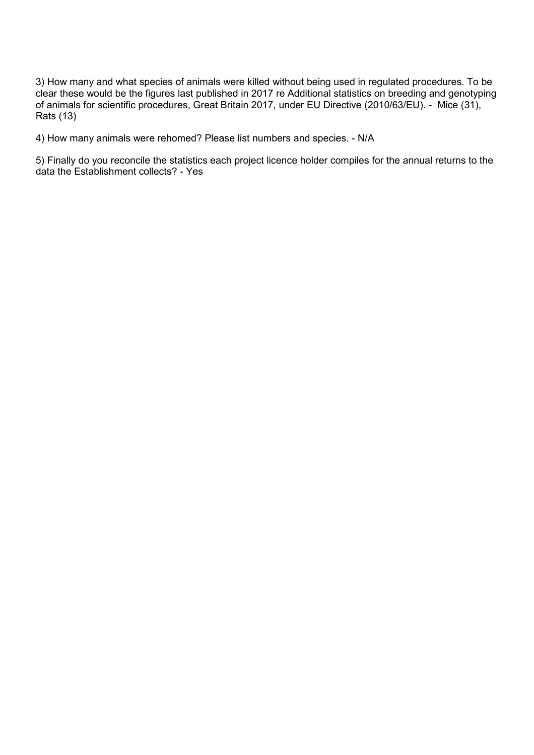3) How many and what species of animals were killed without being used in regulated procedures. To be clear these would be the figures last published in 2017 re Additional statistics on breeding and genotyping of animals for scientific procedures, Great Britain 2017, under EU Directive (2010/63/EU). - Mice (31), Rats (13)

4) How many animals were rehomed? Please list numbers and species. - N/A

5) Finally do you reconcile the statistics each project licence holder compiles for the annual returns to the data the Establishment collects? - Yes